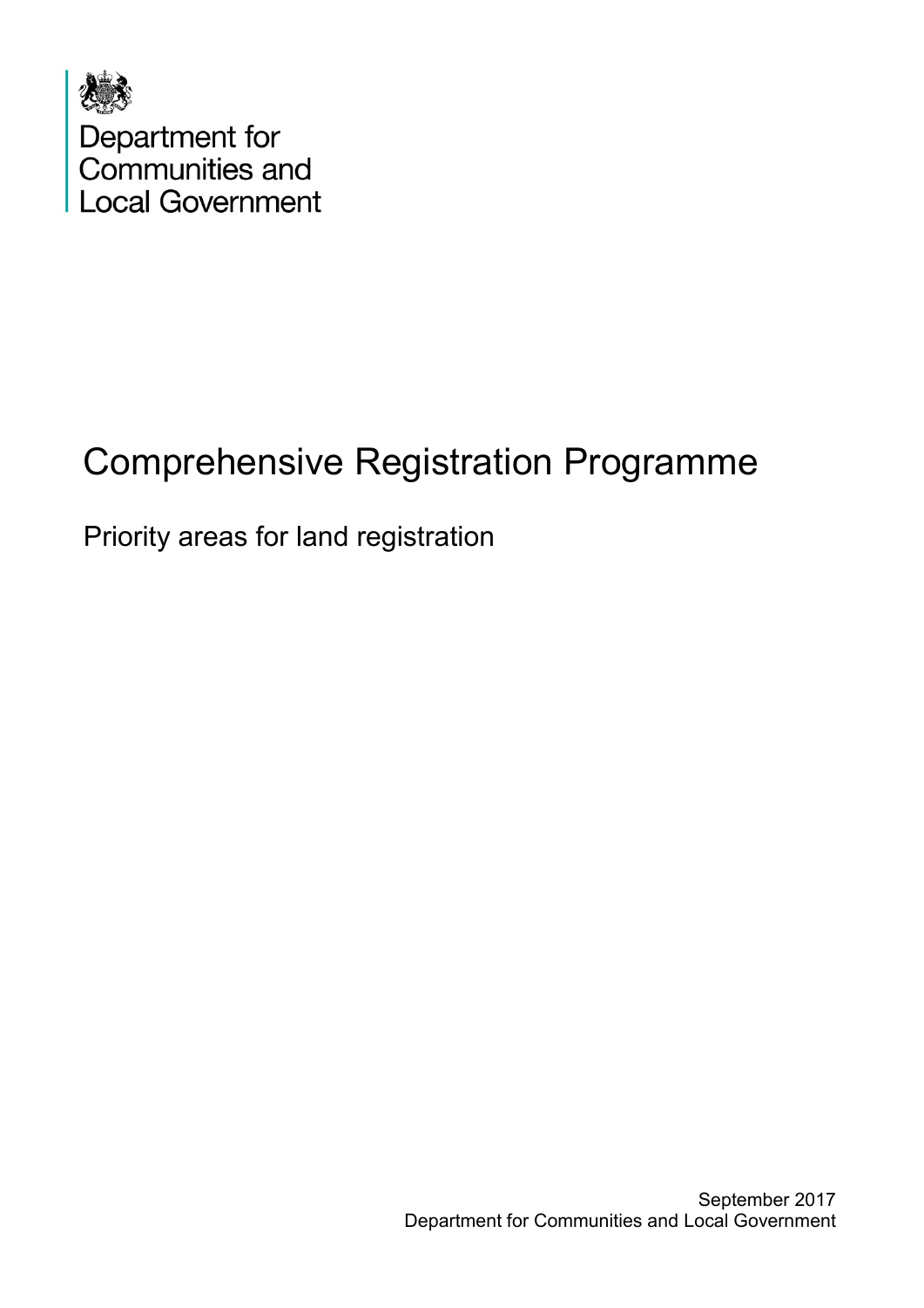Department for
Communities and
Local Government

# Comprehensive Registration Programme

## Priority areas for land registration

September 2017
Department for Communities and Local Government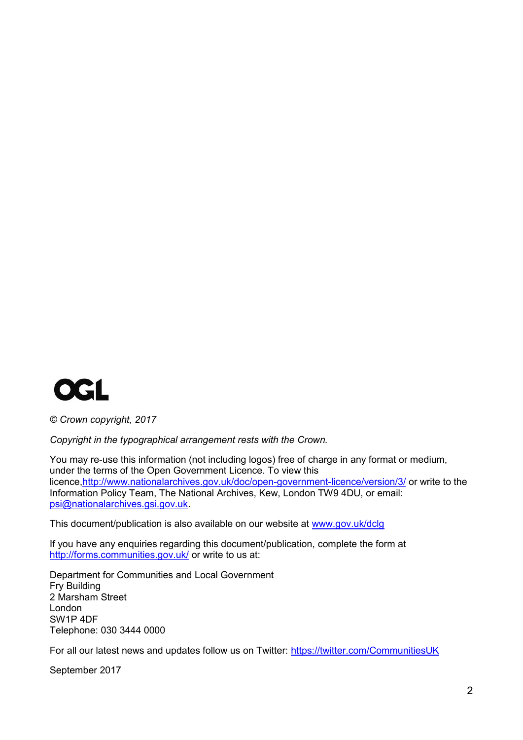OGL

*© Crown copyright, 2017*

*Copyright in the typographical arrangement rests with the Crown.*

You may re-use this information (not including logos) free of charge in any format or medium, under the terms of the Open Government Licence. To view this licence,http://www.nationalarchives.gov.uk/doc/open-government-licence/version/3/ or write to the Information Policy Team, The National Archives, Kew, London TW9 4DU, or email: psi@nationalarchives.gsi.gov.uk.

This document/publication is also available on our website at www.gov.uk/dclg

If you have any enquiries regarding this document/publication, complete the form at http://forms.communities.gov.uk/ or write to us at:

Department for Communities and Local Government
Fry Building
2 Marsham Street
London
SW1P 4DF
Telephone: 030 3444 0000

For all our latest news and updates follow us on Twitter: https://twitter.com/CommunitiesUK

September 2017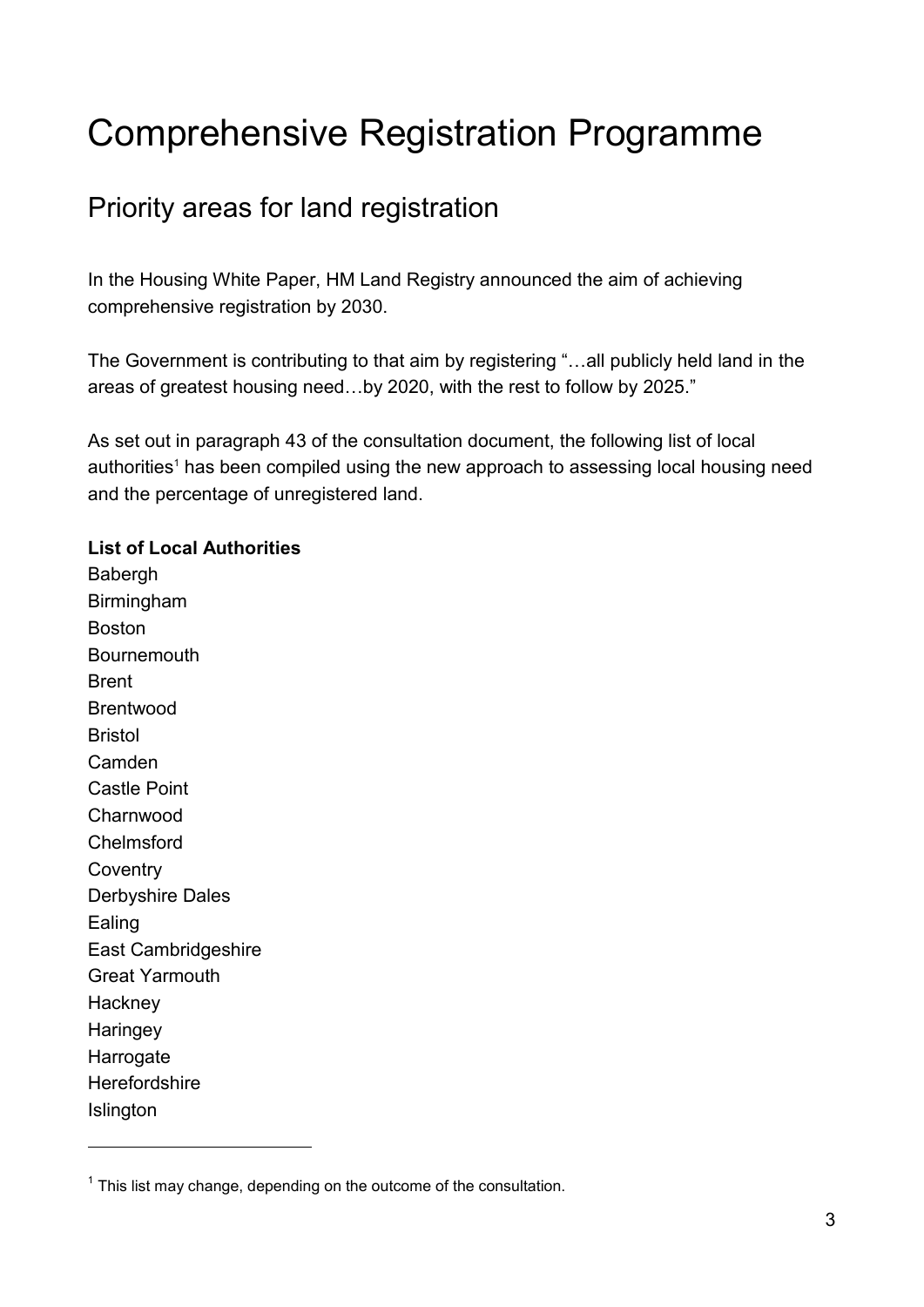# Comprehensive Registration Programme

## Priority areas for land registration

In the Housing White Paper, HM Land Registry announced the aim of achieving comprehensive registration by 2030.

The Government is contributing to that aim by registering "…all publicly held land in the areas of greatest housing need…by 2020, with the rest to follow by 2025."

As set out in paragraph 43 of the consultation document, the following list of local authorities[1] has been compiled using the new approach to assessing local housing need and the percentage of unregistered land.

**List of Local Authorities**

Babergh
Birmingham
Boston
Bournemouth
Brent
Brentwood
Bristol
Camden
Castle Point
Charnwood
Chelmsford
Coventry
Derbyshire Dales
Ealing
East Cambridgeshire
Great Yarmouth
Hackney
Haringey
Harrogate
Herefordshire
Islington

[1] This list may change, depending on the outcome of the consultation.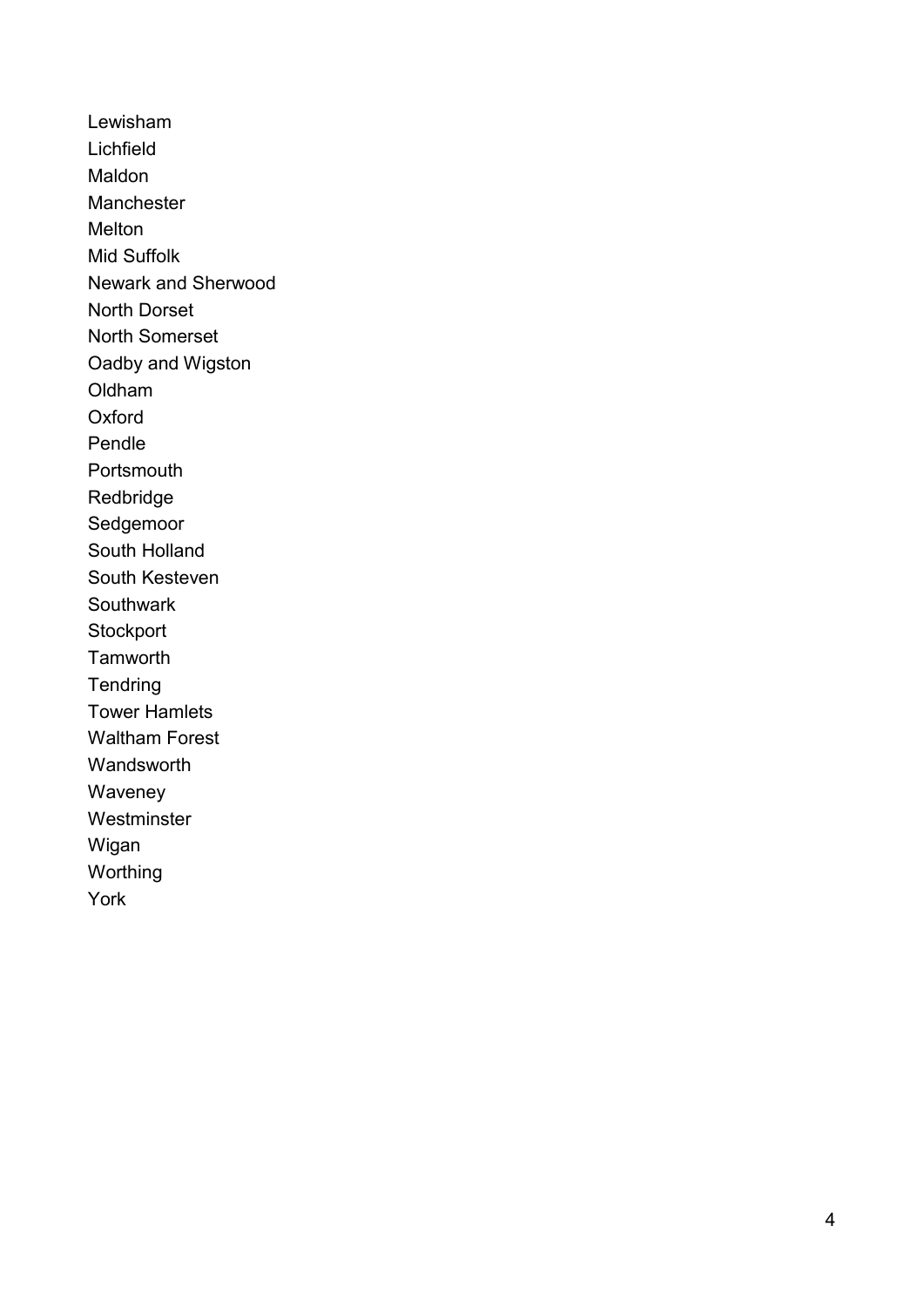Lewisham
Lichfield
Maldon
Manchester
Melton
Mid Suffolk
Newark and Sherwood
North Dorset
North Somerset
Oadby and Wigston
Oldham
Oxford
Pendle
Portsmouth
Redbridge
Sedgemoor
South Holland
South Kesteven
Southwark
Stockport
Tamworth
Tendring
Tower Hamlets
Waltham Forest
Wandsworth
Waveney
Westminster
Wigan
Worthing
York